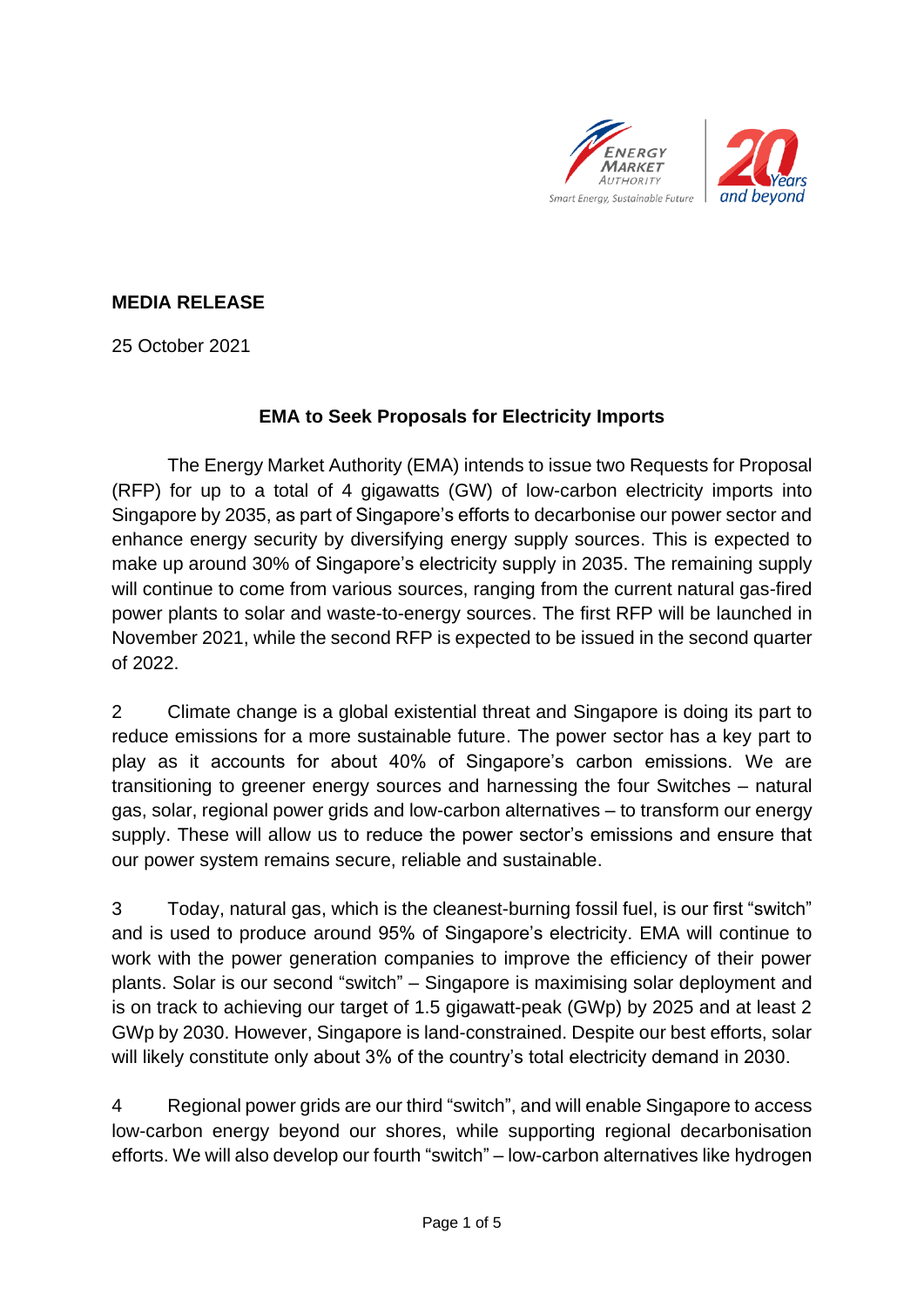**MEDIA RELEASE**

25 October 2021

# EMA to Seek Proposals for Electricity Imports

The Energy Market Authority (EMA) intends to issue two Requests for Proposal (RFP) for up to a total of 4 gigawatts (GW) of low-carbon electricity imports into Singapore by 2035, as part of Singapore's efforts to decarbonise our power sector and enhance energy security by diversifying energy supply sources. This is expected to make up around 30% of Singapore's electricity supply in 2035. The remaining supply will continue to come from various sources, ranging from the current natural gas-fired power plants to solar and waste-to-energy sources. The first RFP will be launched in November 2021, while the second RFP is expected to be issued in the second quarter of 2022.

2 Climate change is a global existential threat and Singapore is doing its part to reduce emissions for a more sustainable future. The power sector has a key part to play as it accounts for about 40% of Singapore's carbon emissions. We are transitioning to greener energy sources and harnessing the four Switches – natural gas, solar, regional power grids and low-carbon alternatives – to transform our energy supply. These will allow us to reduce the power sector's emissions and ensure that our power system remains secure, reliable and sustainable.

3 Today, natural gas, which is the cleanest-burning fossil fuel, is our first "switch" and is used to produce around 95% of Singapore's electricity. EMA will continue to work with the power generation companies to improve the efficiency of their power plants. Solar is our second "switch" – Singapore is maximising solar deployment and is on track to achieving our target of 1.5 gigawatt-peak (GWp) by 2025 and at least 2 GWp by 2030. However, Singapore is land-constrained. Despite our best efforts, solar will likely constitute only about 3% of the country's total electricity demand in 2030.

4 Regional power grids are our third "switch", and will enable Singapore to access low-carbon energy beyond our shores, while supporting regional decarbonisation efforts. We will also develop our fourth "switch" – low-carbon alternatives like hydrogen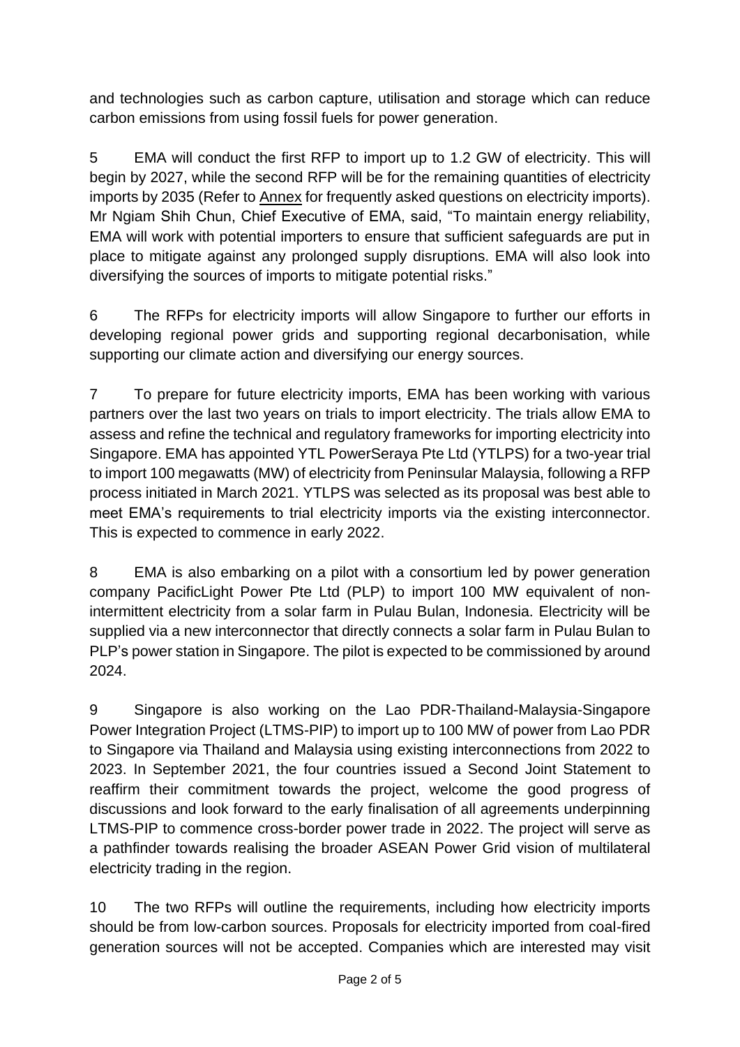and technologies such as carbon capture, utilisation and storage which can reduce carbon emissions from using fossil fuels for power generation.

5 EMA will conduct the first RFP to import up to 1.2 GW of electricity. This will begin by 2027, while the second RFP will be for the remaining quantities of electricity imports by 2035 (Refer to Annex for frequently asked questions on electricity imports). Mr Ngiam Shih Chun, Chief Executive of EMA, said, "To maintain energy reliability, EMA will work with potential importers to ensure that sufficient safeguards are put in place to mitigate against any prolonged supply disruptions. EMA will also look into diversifying the sources of imports to mitigate potential risks."

6 The RFPs for electricity imports will allow Singapore to further our efforts in developing regional power grids and supporting regional decarbonisation, while supporting our climate action and diversifying our energy sources.

7 To prepare for future electricity imports, EMA has been working with various partners over the last two years on trials to import electricity. The trials allow EMA to assess and refine the technical and regulatory frameworks for importing electricity into Singapore. EMA has appointed YTL PowerSeraya Pte Ltd (YTLPS) for a two-year trial to import 100 megawatts (MW) of electricity from Peninsular Malaysia, following a RFP process initiated in March 2021. YTLPS was selected as its proposal was best able to meet EMA's requirements to trial electricity imports via the existing interconnector. This is expected to commence in early 2022.

8 EMA is also embarking on a pilot with a consortium led by power generation company PacificLight Power Pte Ltd (PLP) to import 100 MW equivalent of non-intermittent electricity from a solar farm in Pulau Bulan, Indonesia. Electricity will be supplied via a new interconnector that directly connects a solar farm in Pulau Bulan to PLP's power station in Singapore. The pilot is expected to be commissioned by around 2024.

9 Singapore is also working on the Lao PDR-Thailand-Malaysia-Singapore Power Integration Project (LTMS-PIP) to import up to 100 MW of power from Lao PDR to Singapore via Thailand and Malaysia using existing interconnections from 2022 to 2023. In September 2021, the four countries issued a Second Joint Statement to reaffirm their commitment towards the project, welcome the good progress of discussions and look forward to the early finalisation of all agreements underpinning LTMS-PIP to commence cross-border power trade in 2022. The project will serve as a pathfinder towards realising the broader ASEAN Power Grid vision of multilateral electricity trading in the region.

10 The two RFPs will outline the requirements, including how electricity imports should be from low-carbon sources. Proposals for electricity imported from coal-fired generation sources will not be accepted. Companies which are interested may visit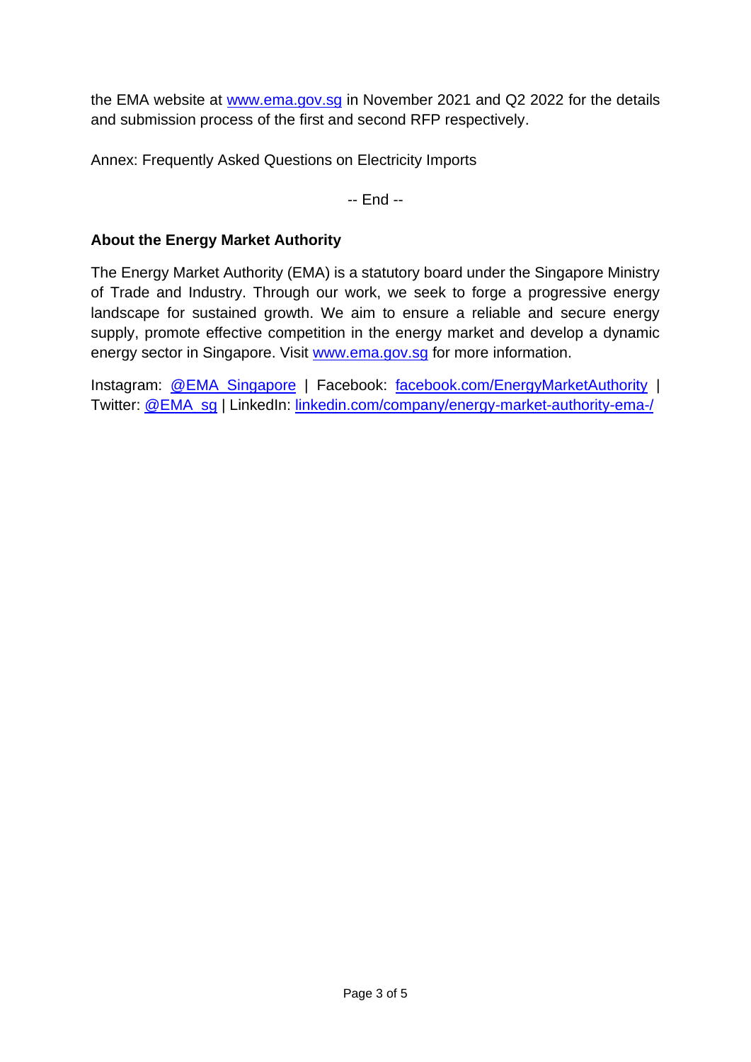the EMA website at [www.ema.gov.sg](http://www.ema.gov.sg) in November 2021 and Q2 2022 for the details and submission process of the first and second RFP respectively.

Annex: Frequently Asked Questions on Electricity Imports

-- End --

**About the Energy Market Authority**

The Energy Market Authority (EMA) is a statutory board under the Singapore Ministry of Trade and Industry. Through our work, we seek to forge a progressive energy landscape for sustained growth. We aim to ensure a reliable and secure energy supply, promote effective competition in the energy market and develop a dynamic energy sector in Singapore. Visit [www.ema.gov.sg](http://www.ema.gov.sg) for more information.

Instagram: @EMA_Singapore | Facebook: facebook.com/EnergyMarketAuthority | Twitter: @EMA_sg | LinkedIn: linkedin.com/company/energy-market-authority-ema-/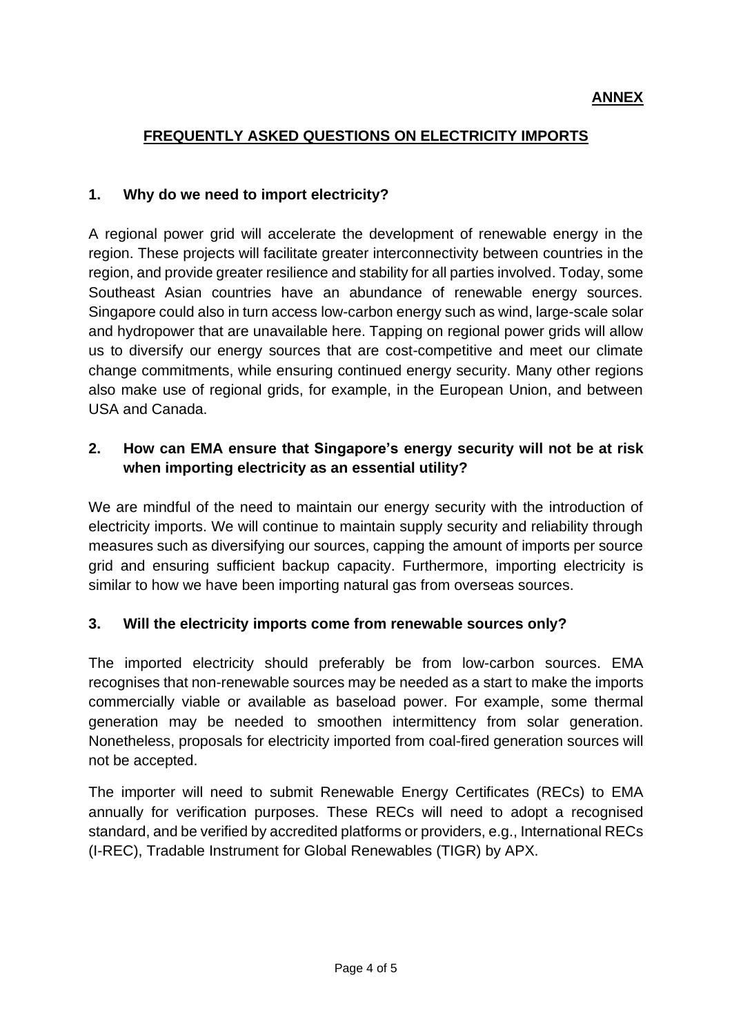**ANNEX**

## FREQUENTLY ASKED QUESTIONS ON ELECTRICITY IMPORTS

### 1. Why do we need to import electricity?

A regional power grid will accelerate the development of renewable energy in the region. These projects will facilitate greater interconnectivity between countries in the region, and provide greater resilience and stability for all parties involved. Today, some Southeast Asian countries have an abundance of renewable energy sources. Singapore could also in turn access low-carbon energy such as wind, large-scale solar and hydropower that are unavailable here. Tapping on regional power grids will allow us to diversify our energy sources that are cost-competitive and meet our climate change commitments, while ensuring continued energy security. Many other regions also make use of regional grids, for example, in the European Union, and between USA and Canada.

### 2. How can EMA ensure that Singapore's energy security will not be at risk when importing electricity as an essential utility?

We are mindful of the need to maintain our energy security with the introduction of electricity imports. We will continue to maintain supply security and reliability through measures such as diversifying our sources, capping the amount of imports per source grid and ensuring sufficient backup capacity. Furthermore, importing electricity is similar to how we have been importing natural gas from overseas sources.

### 3. Will the electricity imports come from renewable sources only?

The imported electricity should preferably be from low-carbon sources. EMA recognises that non-renewable sources may be needed as a start to make the imports commercially viable or available as baseload power. For example, some thermal generation may be needed to smoothen intermittency from solar generation. Nonetheless, proposals for electricity imported from coal-fired generation sources will not be accepted.

The importer will need to submit Renewable Energy Certificates (RECs) to EMA annually for verification purposes. These RECs will need to adopt a recognised standard, and be verified by accredited platforms or providers, e.g., International RECs (I-REC), Tradable Instrument for Global Renewables (TIGR) by APX.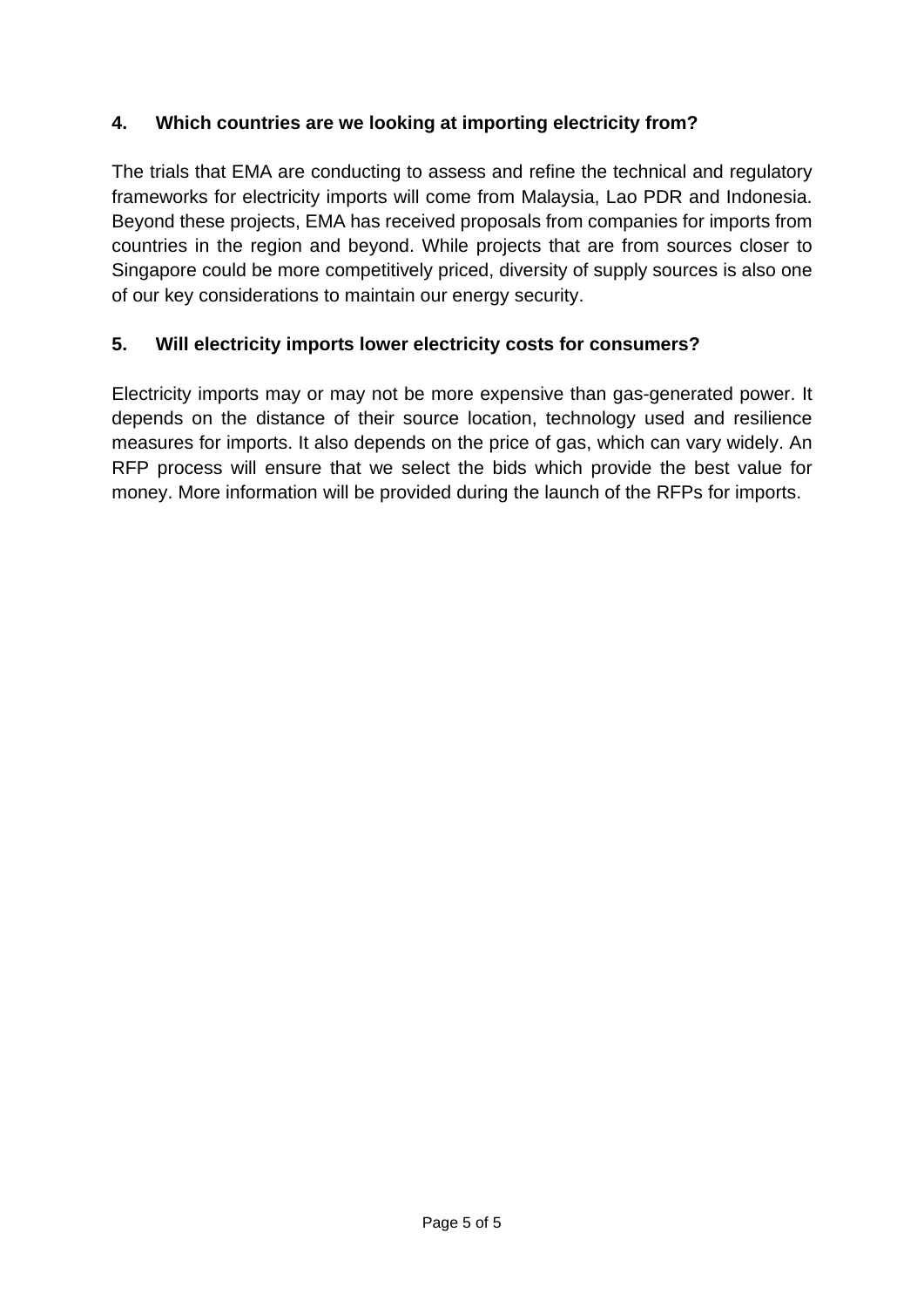**4. Which countries are we looking at importing electricity from?**

The trials that EMA are conducting to assess and refine the technical and regulatory frameworks for electricity imports will come from Malaysia, Lao PDR and Indonesia. Beyond these projects, EMA has received proposals from companies for imports from countries in the region and beyond. While projects that are from sources closer to Singapore could be more competitively priced, diversity of supply sources is also one of our key considerations to maintain our energy security.

**5. Will electricity imports lower electricity costs for consumers?**

Electricity imports may or may not be more expensive than gas-generated power. It depends on the distance of their source location, technology used and resilience measures for imports. It also depends on the price of gas, which can vary widely. An RFP process will ensure that we select the bids which provide the best value for money. More information will be provided during the launch of the RFPs for imports.